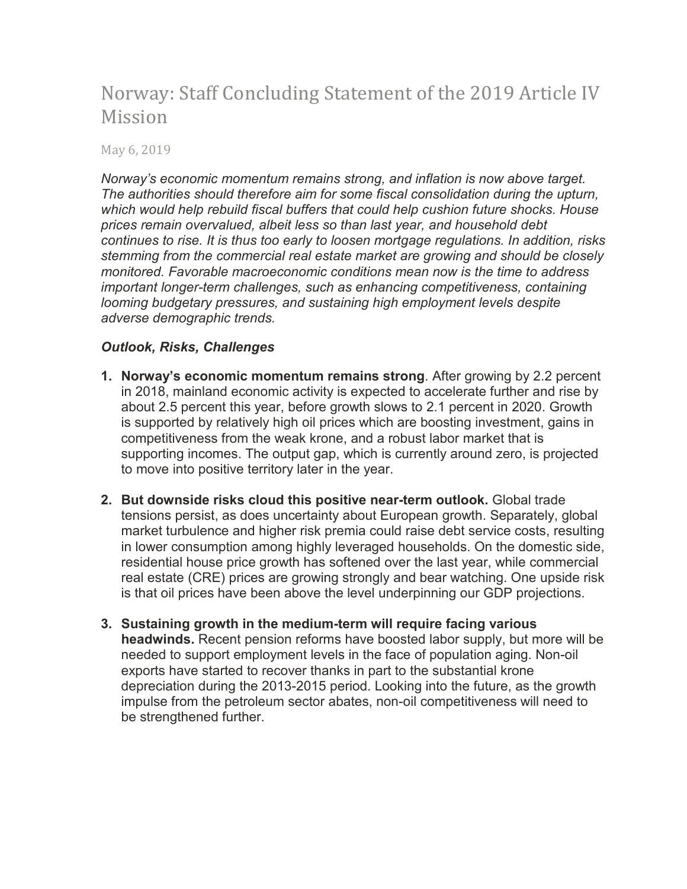# Norway: Staff Concluding Statement of the 2019 Article IV Mission

May 6, 2019

*Norway's economic momentum remains strong, and inflation is now above target. The authorities should therefore aim for some fiscal consolidation during the upturn, which would help rebuild fiscal buffers that could help cushion future shocks. House prices remain overvalued, albeit less so than last year, and household debt continues to rise. It is thus too early to loosen mortgage regulations. In addition, risks stemming from the commercial real estate market are growing and should be closely monitored. Favorable macroeconomic conditions mean now is the time to address important longer-term challenges, such as enhancing competitiveness, containing looming budgetary pressures, and sustaining high employment levels despite adverse demographic trends.*

## *Outlook, Risks, Challenges*

1. **Norway's economic momentum remains strong**. After growing by 2.2 percent in 2018, mainland economic activity is expected to accelerate further and rise by about 2.5 percent this year, before growth slows to 2.1 percent in 2020. Growth is supported by relatively high oil prices which are boosting investment, gains in competitiveness from the weak krone, and a robust labor market that is supporting incomes. The output gap, which is currently around zero, is projected to move into positive territory later in the year.

2. **But downside risks cloud this positive near-term outlook.** Global trade tensions persist, as does uncertainty about European growth. Separately, global market turbulence and higher risk premia could raise debt service costs, resulting in lower consumption among highly leveraged households. On the domestic side, residential house price growth has softened over the last year, while commercial real estate (CRE) prices are growing strongly and bear watching. One upside risk is that oil prices have been above the level underpinning our GDP projections.

3. **Sustaining growth in the medium-term will require facing various headwinds.** Recent pension reforms have boosted labor supply, but more will be needed to support employment levels in the face of population aging. Non-oil exports have started to recover thanks in part to the substantial krone depreciation during the 2013-2015 period. Looking into the future, as the growth impulse from the petroleum sector abates, non-oil competitiveness will need to be strengthened further.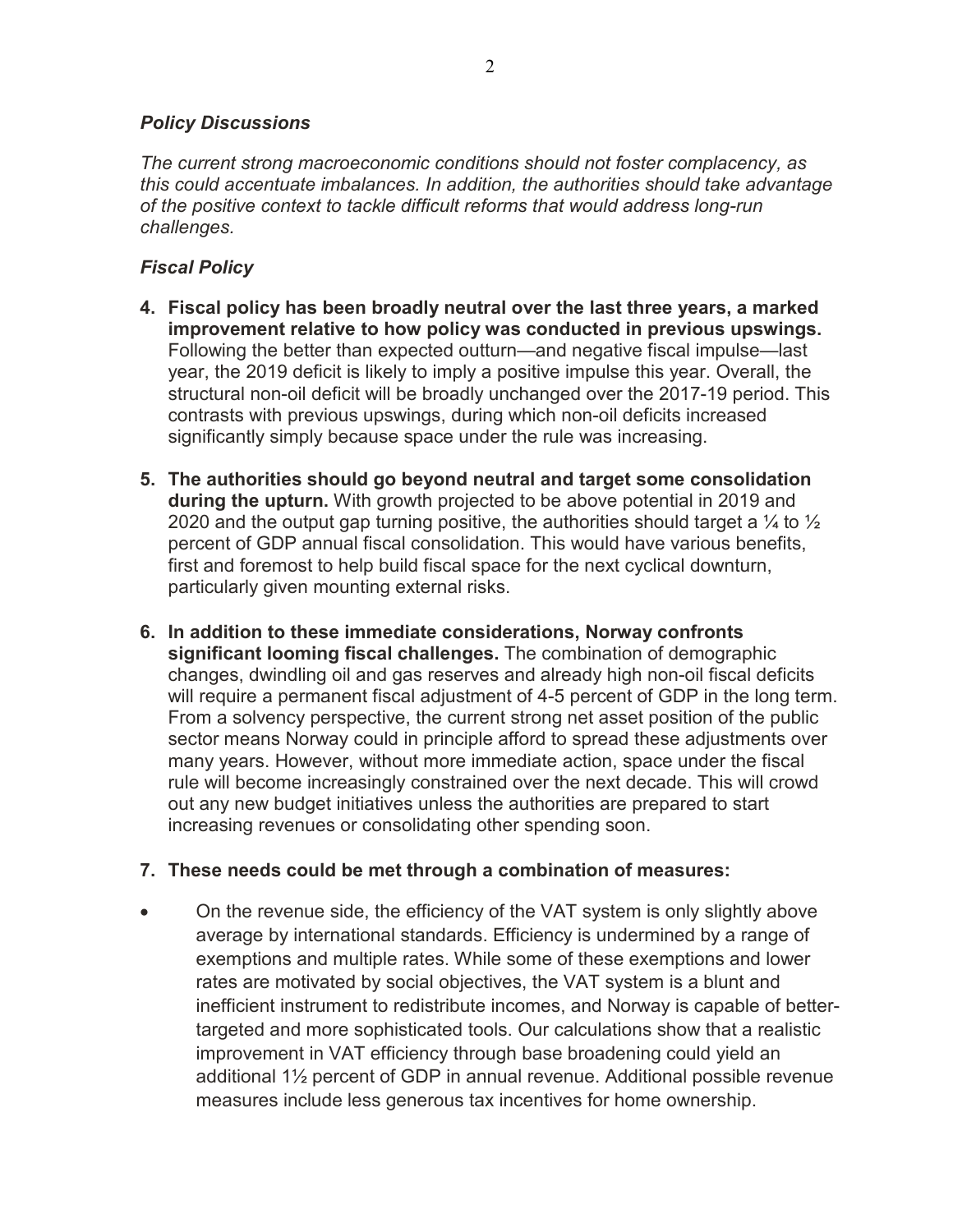### *Policy Discussions*

*The current strong macroeconomic conditions should not foster complacency, as this could accentuate imbalances. In addition, the authorities should take advantage of the positive context to tackle difficult reforms that would address long-run challenges.*

### *Fiscal Policy*

4. **Fiscal policy has been broadly neutral over the last three years, a marked improvement relative to how policy was conducted in previous upswings.** Following the better than expected outturn—and negative fiscal impulse—last year, the 2019 deficit is likely to imply a positive impulse this year. Overall, the structural non-oil deficit will be broadly unchanged over the 2017-19 period. This contrasts with previous upswings, during which non-oil deficits increased significantly simply because space under the rule was increasing.

5. **The authorities should go beyond neutral and target some consolidation during the upturn.** With growth projected to be above potential in 2019 and 2020 and the output gap turning positive, the authorities should target a ¼ to ½ percent of GDP annual fiscal consolidation. This would have various benefits, first and foremost to help build fiscal space for the next cyclical downturn, particularly given mounting external risks.

6. **In addition to these immediate considerations, Norway confronts significant looming fiscal challenges.** The combination of demographic changes, dwindling oil and gas reserves and already high non-oil fiscal deficits will require a permanent fiscal adjustment of 4-5 percent of GDP in the long term. From a solvency perspective, the current strong net asset position of the public sector means Norway could in principle afford to spread these adjustments over many years. However, without more immediate action, space under the fiscal rule will become increasingly constrained over the next decade. This will crowd out any new budget initiatives unless the authorities are prepared to start increasing revenues or consolidating other spending soon.

7. **These needs could be met through a combination of measures:**

- On the revenue side, the efficiency of the VAT system is only slightly above average by international standards. Efficiency is undermined by a range of exemptions and multiple rates. While some of these exemptions and lower rates are motivated by social objectives, the VAT system is a blunt and inefficient instrument to redistribute incomes, and Norway is capable of better-targeted and more sophisticated tools. Our calculations show that a realistic improvement in VAT efficiency through base broadening could yield an additional 1½ percent of GDP in annual revenue. Additional possible revenue measures include less generous tax incentives for home ownership.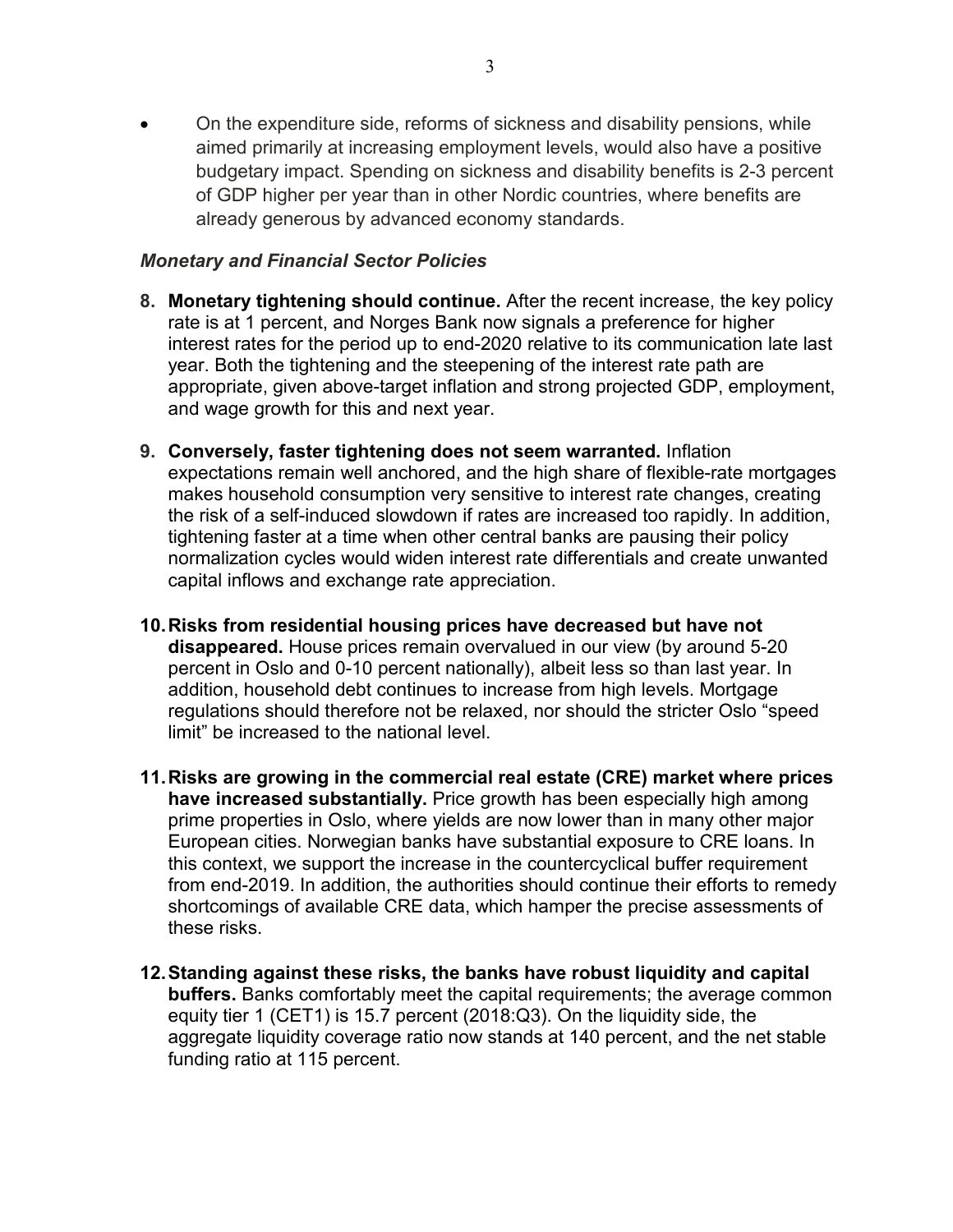- On the expenditure side, reforms of sickness and disability pensions, while aimed primarily at increasing employment levels, would also have a positive budgetary impact. Spending on sickness and disability benefits is 2-3 percent of GDP higher per year than in other Nordic countries, where benefits are already generous by advanced economy standards.

### *Monetary and Financial Sector Policies*

8. **Monetary tightening should continue.** After the recent increase, the key policy rate is at 1 percent, and Norges Bank now signals a preference for higher interest rates for the period up to end-2020 relative to its communication late last year. Both the tightening and the steepening of the interest rate path are appropriate, given above-target inflation and strong projected GDP, employment, and wage growth for this and next year.

9. **Conversely, faster tightening does not seem warranted.** Inflation expectations remain well anchored, and the high share of flexible-rate mortgages makes household consumption very sensitive to interest rate changes, creating the risk of a self-induced slowdown if rates are increased too rapidly. In addition, tightening faster at a time when other central banks are pausing their policy normalization cycles would widen interest rate differentials and create unwanted capital inflows and exchange rate appreciation.

10. **Risks from residential housing prices have decreased but have not disappeared.** House prices remain overvalued in our view (by around 5-20 percent in Oslo and 0-10 percent nationally), albeit less so than last year. In addition, household debt continues to increase from high levels. Mortgage regulations should therefore not be relaxed, nor should the stricter Oslo "speed limit" be increased to the national level.

11. **Risks are growing in the commercial real estate (CRE) market where prices have increased substantially.** Price growth has been especially high among prime properties in Oslo, where yields are now lower than in many other major European cities. Norwegian banks have substantial exposure to CRE loans. In this context, we support the increase in the countercyclical buffer requirement from end-2019. In addition, the authorities should continue their efforts to remedy shortcomings of available CRE data, which hamper the precise assessments of these risks.

12. **Standing against these risks, the banks have robust liquidity and capital buffers.** Banks comfortably meet the capital requirements; the average common equity tier 1 (CET1) is 15.7 percent (2018:Q3). On the liquidity side, the aggregate liquidity coverage ratio now stands at 140 percent, and the net stable funding ratio at 115 percent.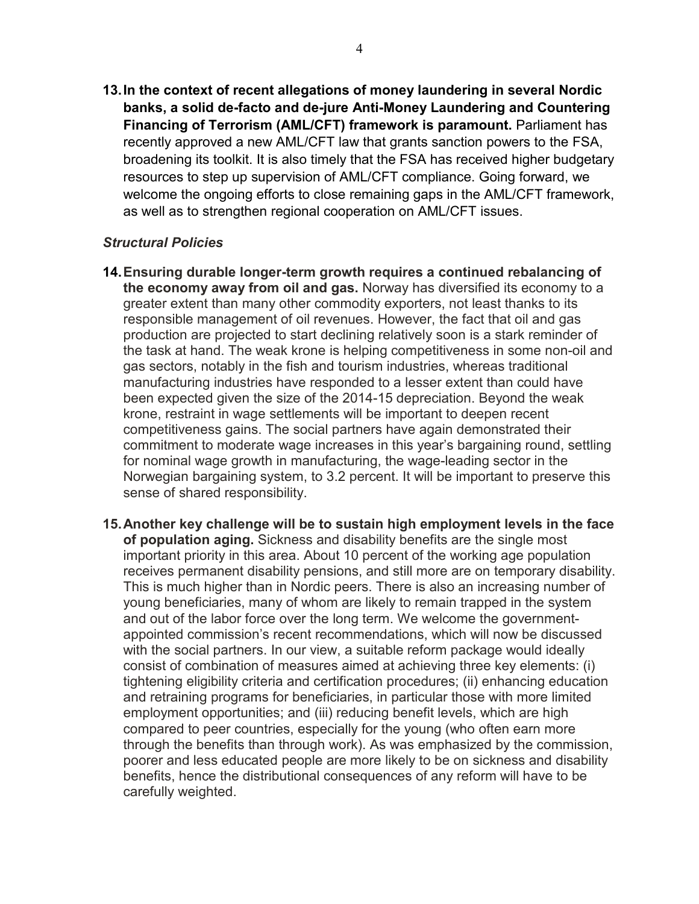13. **In the context of recent allegations of money laundering in several Nordic banks, a solid de-facto and de-jure Anti-Money Laundering and Countering Financing of Terrorism (AML/CFT) framework is paramount.** Parliament has recently approved a new AML/CFT law that grants sanction powers to the FSA, broadening its toolkit. It is also timely that the FSA has received higher budgetary resources to step up supervision of AML/CFT compliance. Going forward, we welcome the ongoing efforts to close remaining gaps in the AML/CFT framework, as well as to strengthen regional cooperation on AML/CFT issues.

### *Structural Policies*

14. **Ensuring durable longer-term growth requires a continued rebalancing of the economy away from oil and gas.** Norway has diversified its economy to a greater extent than many other commodity exporters, not least thanks to its responsible management of oil revenues. However, the fact that oil and gas production are projected to start declining relatively soon is a stark reminder of the task at hand. The weak krone is helping competitiveness in some non-oil and gas sectors, notably in the fish and tourism industries, whereas traditional manufacturing industries have responded to a lesser extent than could have been expected given the size of the 2014-15 depreciation. Beyond the weak krone, restraint in wage settlements will be important to deepen recent competitiveness gains. The social partners have again demonstrated their commitment to moderate wage increases in this year's bargaining round, settling for nominal wage growth in manufacturing, the wage-leading sector in the Norwegian bargaining system, to 3.2 percent. It will be important to preserve this sense of shared responsibility.

15. **Another key challenge will be to sustain high employment levels in the face of population aging.** Sickness and disability benefits are the single most important priority in this area. About 10 percent of the working age population receives permanent disability pensions, and still more are on temporary disability. This is much higher than in Nordic peers. There is also an increasing number of young beneficiaries, many of whom are likely to remain trapped in the system and out of the labor force over the long term. We welcome the government-appointed commission's recent recommendations, which will now be discussed with the social partners. In our view, a suitable reform package would ideally consist of combination of measures aimed at achieving three key elements: (i) tightening eligibility criteria and certification procedures; (ii) enhancing education and retraining programs for beneficiaries, in particular those with more limited employment opportunities; and (iii) reducing benefit levels, which are high compared to peer countries, especially for the young (who often earn more through the benefits than through work). As was emphasized by the commission, poorer and less educated people are more likely to be on sickness and disability benefits, hence the distributional consequences of any reform will have to be carefully weighted.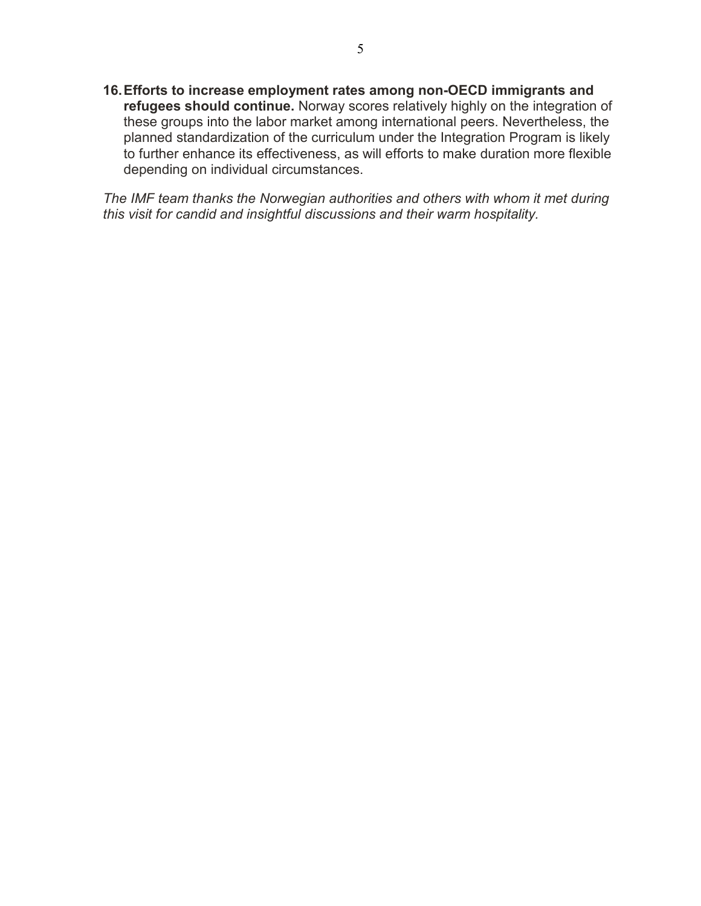16. **Efforts to increase employment rates among non-OECD immigrants and refugees should continue.** Norway scores relatively highly on the integration of these groups into the labor market among international peers. Nevertheless, the planned standardization of the curriculum under the Integration Program is likely to further enhance its effectiveness, as will efforts to make duration more flexible depending on individual circumstances.

*The IMF team thanks the Norwegian authorities and others with whom it met during this visit for candid and insightful discussions and their warm hospitality.*